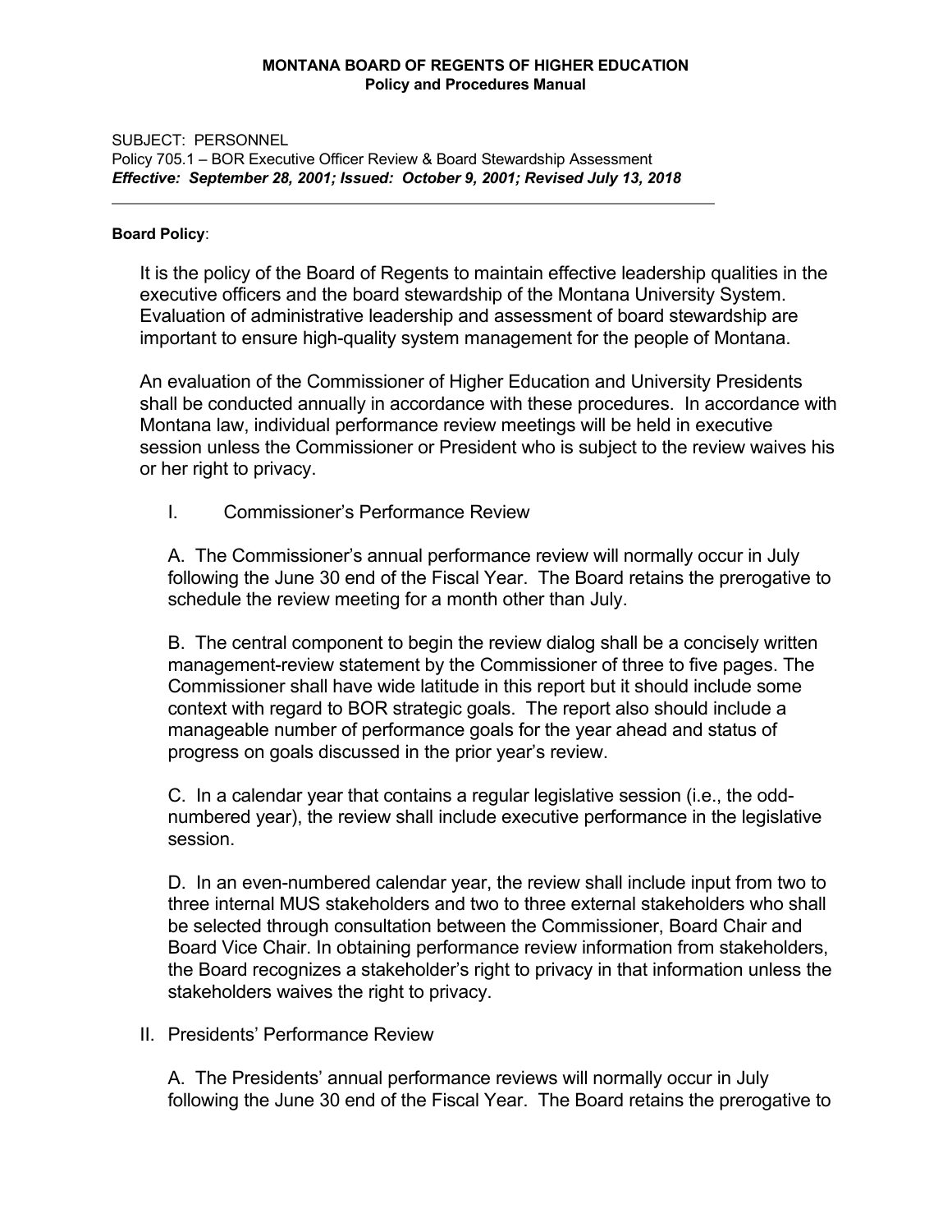**MONTANA BOARD OF REGENTS OF HIGHER EDUCATION**
**Policy and Procedures Manual**

SUBJECT: PERSONNEL
Policy 705.1 – BOR Executive Officer Review & Board Stewardship Assessment
***Effective: September 28, 2001; Issued: October 9, 2001; Revised July 13, 2018***

---

**Board Policy**:

It is the policy of the Board of Regents to maintain effective leadership qualities in the executive officers and the board stewardship of the Montana University System. Evaluation of administrative leadership and assessment of board stewardship are important to ensure high-quality system management for the people of Montana.

An evaluation of the Commissioner of Higher Education and University Presidents shall be conducted annually in accordance with these procedures. In accordance with Montana law, individual performance review meetings will be held in executive session unless the Commissioner or President who is subject to the review waives his or her right to privacy.

I. Commissioner's Performance Review

A. The Commissioner's annual performance review will normally occur in July following the June 30 end of the Fiscal Year. The Board retains the prerogative to schedule the review meeting for a month other than July.

B. The central component to begin the review dialog shall be a concisely written management-review statement by the Commissioner of three to five pages. The Commissioner shall have wide latitude in this report but it should include some context with regard to BOR strategic goals. The report also should include a manageable number of performance goals for the year ahead and status of progress on goals discussed in the prior year's review.

C. In a calendar year that contains a regular legislative session (i.e., the odd-numbered year), the review shall include executive performance in the legislative session.

D. In an even-numbered calendar year, the review shall include input from two to three internal MUS stakeholders and two to three external stakeholders who shall be selected through consultation between the Commissioner, Board Chair and Board Vice Chair. In obtaining performance review information from stakeholders, the Board recognizes a stakeholder's right to privacy in that information unless the stakeholders waives the right to privacy.

II. Presidents' Performance Review

A. The Presidents' annual performance reviews will normally occur in July following the June 30 end of the Fiscal Year. The Board retains the prerogative to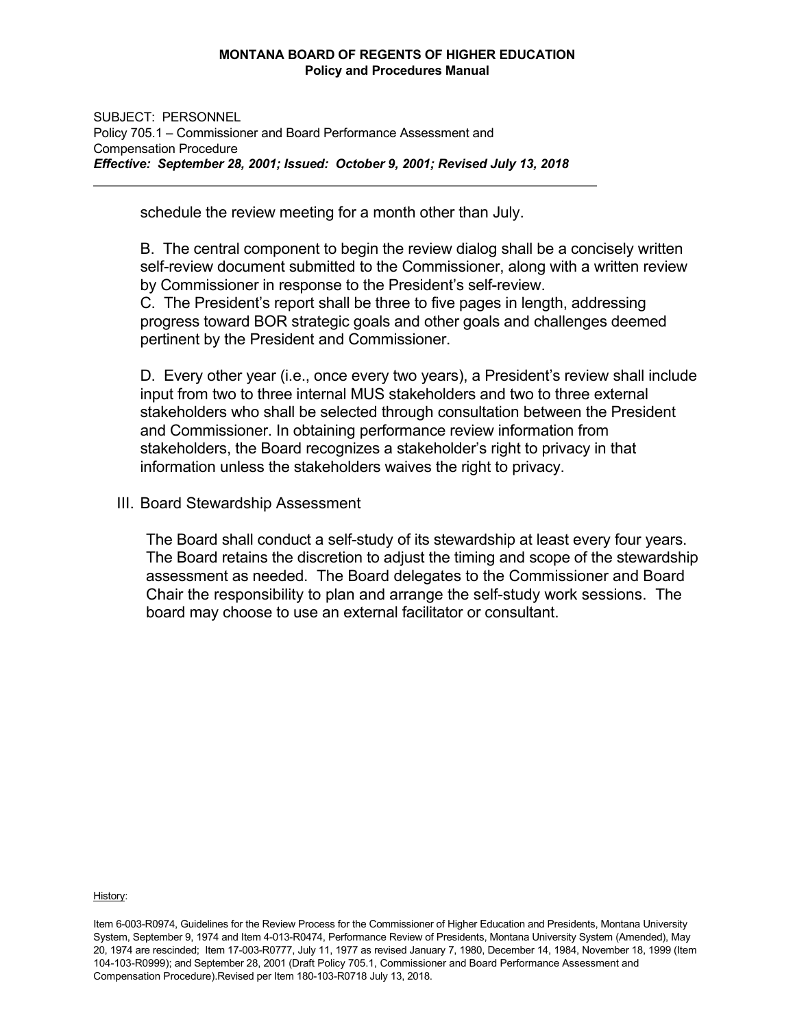schedule the review meeting for a month other than July.

B. The central component to begin the review dialog shall be a concisely written self-review document submitted to the Commissioner, along with a written review by Commissioner in response to the President's self-review.

C. The President's report shall be three to five pages in length, addressing progress toward BOR strategic goals and other goals and challenges deemed pertinent by the President and Commissioner.

D. Every other year (i.e., once every two years), a President's review shall include input from two to three internal MUS stakeholders and two to three external stakeholders who shall be selected through consultation between the President and Commissioner. In obtaining performance review information from stakeholders, the Board recognizes a stakeholder's right to privacy in that information unless the stakeholders waives the right to privacy.

III. Board Stewardship Assessment

The Board shall conduct a self-study of its stewardship at least every four years. The Board retains the discretion to adjust the timing and scope of the stewardship assessment as needed. The Board delegates to the Commissioner and Board Chair the responsibility to plan and arrange the self-study work sessions. The board may choose to use an external facilitator or consultant.

History:

Item 6-003-R0974, Guidelines for the Review Process for the Commissioner of Higher Education and Presidents, Montana University System, September 9, 1974 and Item 4-013-R0474, Performance Review of Presidents, Montana University System (Amended), May 20, 1974 are rescinded; Item 17-003-R0777, July 11, 1977 as revised January 7, 1980, December 14, 1984, November 18, 1999 (Item 104-103-R0999); and September 28, 2001 (Draft Policy 705.1, Commissioner and Board Performance Assessment and Compensation Procedure).Revised per Item 180-103-R0718 July 13, 2018.